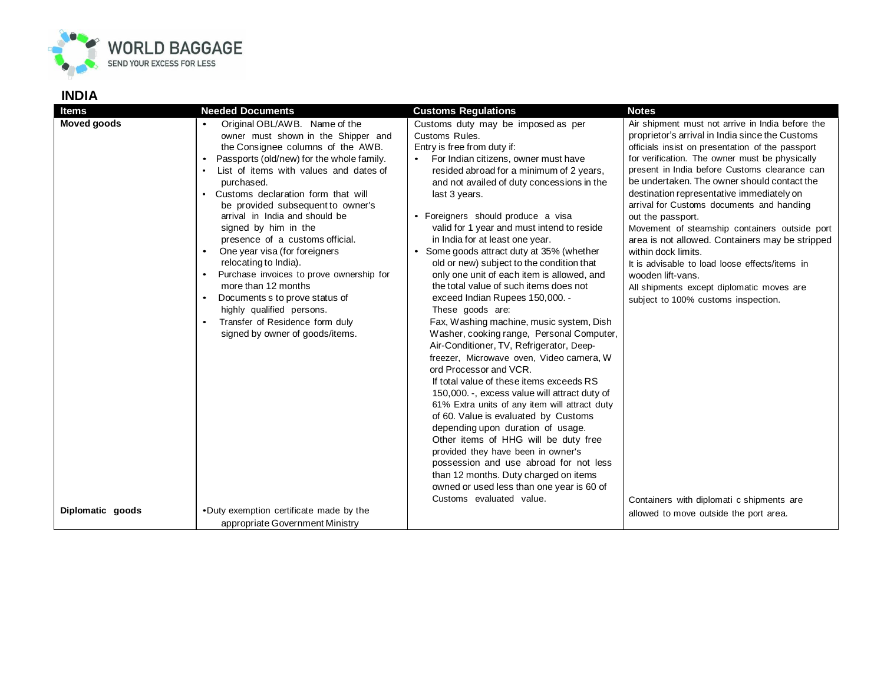WORLD BAGGAGE
SEND YOUR EXCESS FOR LESS

## INDIA

| Items | Needed Documents | Customs Regulations | Notes |
|---|---|---|---|
| **Moved goods** | • Original OBL/AWB. Name of the owner must shown in the Shipper and the Consignee columns of the AWB.<br>• Passports (old/new) for the whole family.<br>• List of items with values and dates of purchased.<br>• Customs declaration form that will be provided subsequent to owner's arrival in India and should be signed by him in the presence of a customs official.<br>• One year visa (for foreigners relocating to India).<br>• Purchase invoices to prove ownership for more than 12 months<br>• Documents s to prove status of highly qualified persons.<br>• Transfer of Residence form duly signed by owner of goods/items. | Customs duty may be imposed as per Customs Rules.<br>Entry is free from duty if:<br>• For Indian citizens, owner must have resided abroad for a minimum of 2 years, and not availed of duty concessions in the last 3 years.<br><br>• Foreigners should produce a visa valid for 1 year and must intend to reside in India for at least one year.<br>• Some goods attract duty at 35% (whether old or new) subject to the condition that only one unit of each item is allowed, and the total value of such items does not exceed Indian Rupees 150,000. -<br>These goods are:<br>Fax, Washing machine, music system, Dish Washer, cooking range, Personal Computer, Air-Conditioner, TV, Refrigerator, Deep-freezer, Microwave oven, Video camera, W ord Processor and VCR.<br>If total value of these items exceeds RS 150,000. -, excess value will attract duty of 61% Extra units of any item will attract duty of 60. Value is evaluated by Customs depending upon duration of usage.<br>Other items of HHG will be duty free provided they have been in owner's possession and use abroad for not less than 12 months. Duty charged on items owned or used less than one year is 60 of Customs evaluated value. | Air shipment must not arrive in India before the proprietor's arrival in India since the Customs officials insist on presentation of the passport for verification. The owner must be physically present in India before Customs clearance can be undertaken. The owner should contact the destination representative immediately on arrival for Customs documents and handing out the passport.<br>Movement of steamship containers outside port area is not allowed. Containers may be stripped within dock limits.<br>It is advisable to load loose effects/items in wooden lift-vans.<br>All shipments except diplomatic moves are subject to 100% customs inspection. |
| **Diplomatic goods** | •Duty exemption certificate made by the appropriate Government Ministry | | Containers with diplomati c shipments are allowed to move outside the port area. |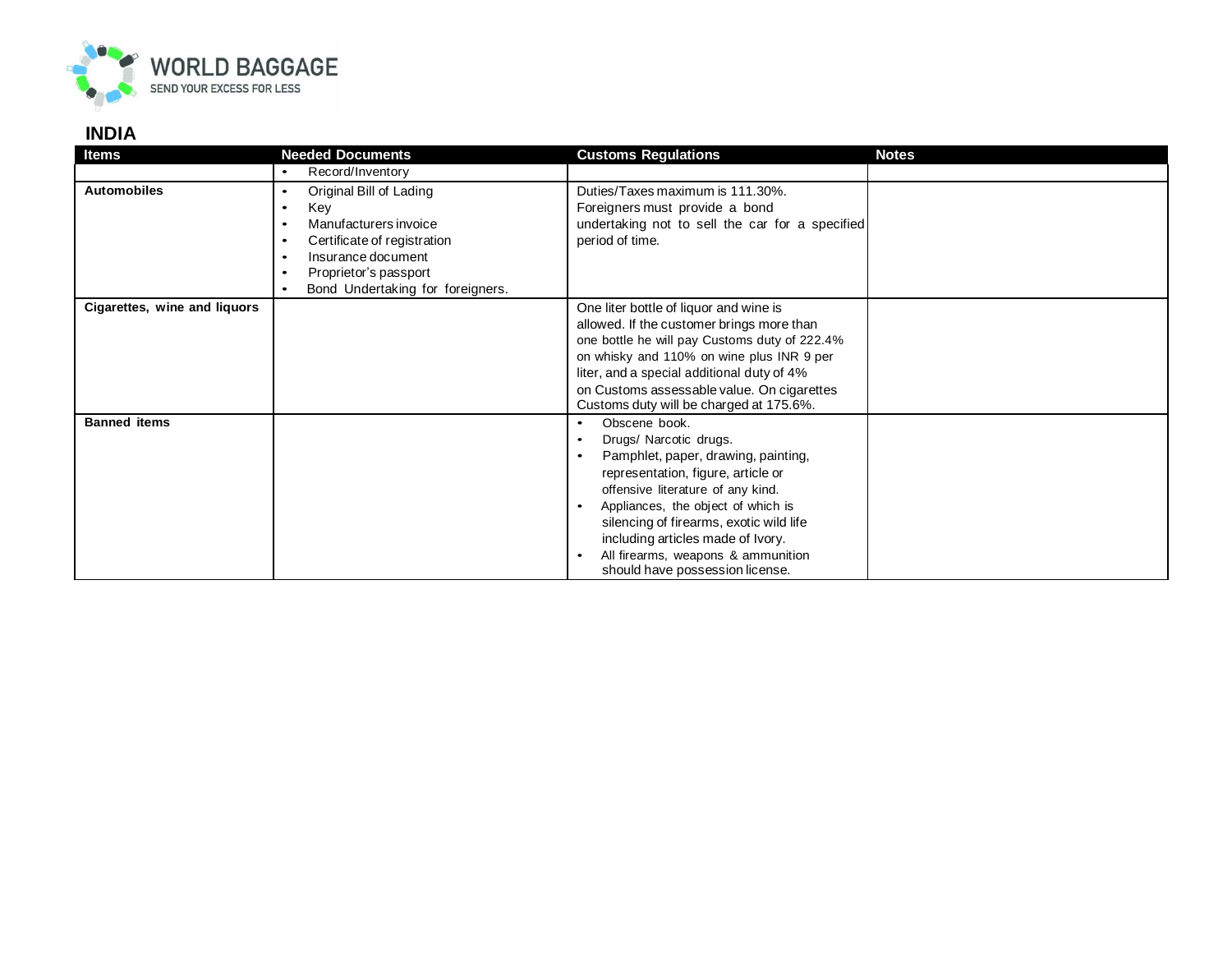## INDIA

| Items | Needed Documents | Customs Regulations | Notes |
|---|---|---|---|
| | • Record/Inventory | | |
| **Automobiles** | • Original Bill of Lading<br>• Key<br>• Manufacturers invoice<br>• Certificate of registration<br>• Insurance document<br>• Proprietor's passport<br>• Bond Undertaking for foreigners. | Duties/Taxes maximum is 111.30%. Foreigners must provide a bond undertaking not to sell the car for a specified period of time. | |
| **Cigarettes, wine and liquors** | | One liter bottle of liquor and wine is allowed. If the customer brings more than one bottle he will pay Customs duty of 222.4% on whisky and 110% on wine plus INR 9 per liter, and a special additional duty of 4% on Customs assessable value. On cigarettes Customs duty will be charged at 175.6%. | |
| **Banned items** | | • Obscene book.<br>• Drugs/ Narcotic drugs.<br>• Pamphlet, paper, drawing, painting, representation, figure, article or offensive literature of any kind.<br>• Appliances, the object of which is silencing of firearms, exotic wild life including articles made of Ivory.<br>• All firearms, weapons & ammunition should have possession license. | |